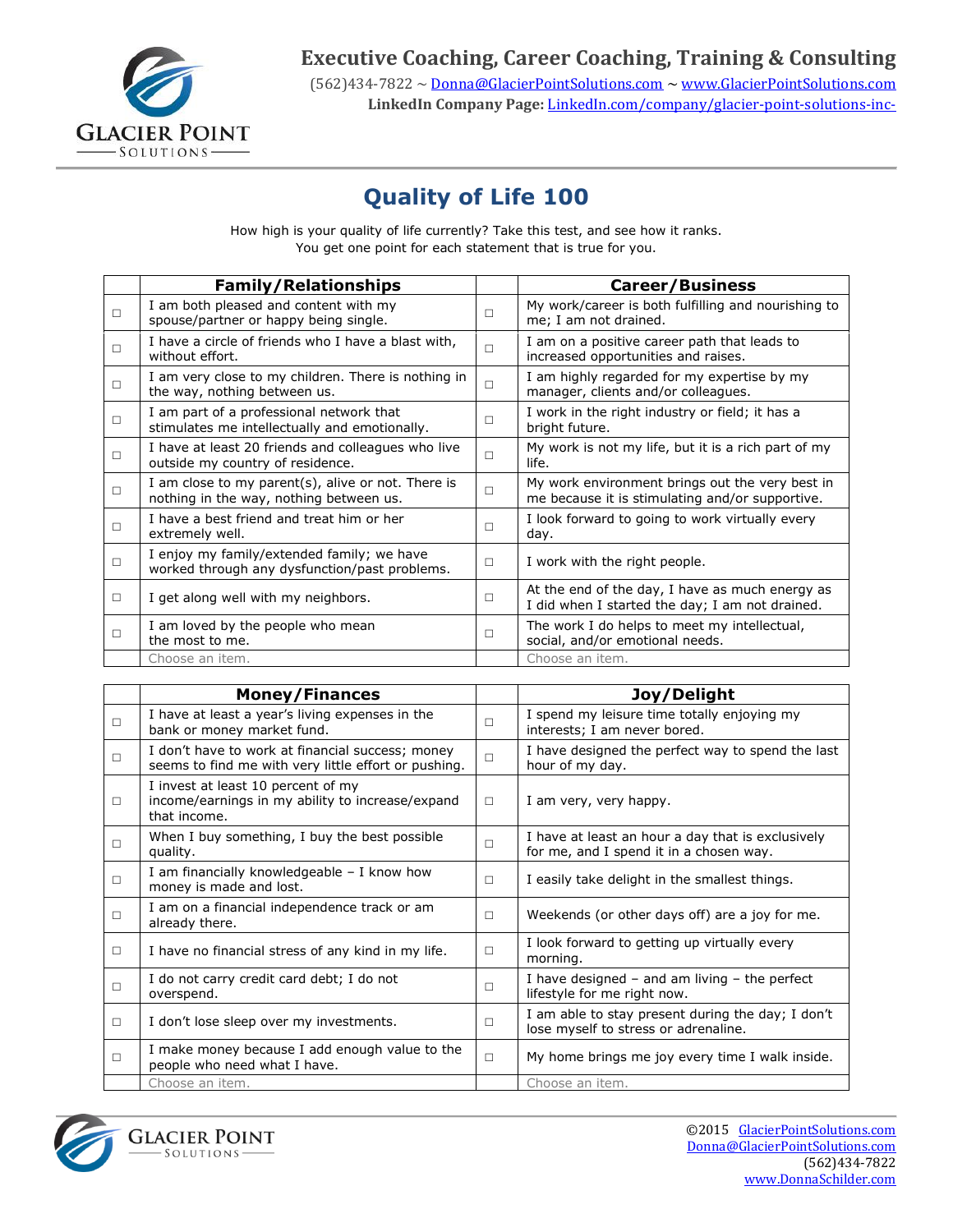**Executive Coaching, Career Coaching, Training & Consulting**

(562)434-7822 ~ Donna@GlacierPointSolutions.com ~ www.GlacierPointSolutions.com

**LinkedIn Company Page:** LinkedIn.com/company/glacier-point-solutions-inc-

# Quality of Life 100

How high is your quality of life currently? Take this test, and see how it ranks.
You get one point for each statement that is true for you.

| | **Family/Relationships** | | **Career/Business** |
|---|---|---|---|
| ☐ | I am both pleased and content with my spouse/partner or happy being single. | ☐ | My work/career is both fulfilling and nourishing to me; I am not drained. |
| ☐ | I have a circle of friends who I have a blast with, without effort. | ☐ | I am on a positive career path that leads to increased opportunities and raises. |
| ☐ | I am very close to my children. There is nothing in the way, nothing between us. | ☐ | I am highly regarded for my expertise by my manager, clients and/or colleagues. |
| ☐ | I am part of a professional network that stimulates me intellectually and emotionally. | ☐ | I work in the right industry or field; it has a bright future. |
| ☐ | I have at least 20 friends and colleagues who live outside my country of residence. | ☐ | My work is not my life, but it is a rich part of my life. |
| ☐ | I am close to my parent(s), alive or not. There is nothing in the way, nothing between us. | ☐ | My work environment brings out the very best in me because it is stimulating and/or supportive. |
| ☐ | I have a best friend and treat him or her extremely well. | ☐ | I look forward to going to work virtually every day. |
| ☐ | I enjoy my family/extended family; we have worked through any dysfunction/past problems. | ☐ | I work with the right people. |
| ☐ | I get along well with my neighbors. | ☐ | At the end of the day, I have as much energy as I did when I started the day; I am not drained. |
| ☐ | I am loved by the people who mean the most to me. | ☐ | The work I do helps to meet my intellectual, social, and/or emotional needs. |
| | Choose an item. | | Choose an item. |

| | **Money/Finances** | | **Joy/Delight** |
|---|---|---|---|
| ☐ | I have at least a year's living expenses in the bank or money market fund. | ☐ | I spend my leisure time totally enjoying my interests; I am never bored. |
| ☐ | I don't have to work at financial success; money seems to find me with very little effort or pushing. | ☐ | I have designed the perfect way to spend the last hour of my day. |
| ☐ | I invest at least 10 percent of my income/earnings in my ability to increase/expand that income. | ☐ | I am very, very happy. |
| ☐ | When I buy something, I buy the best possible quality. | ☐ | I have at least an hour a day that is exclusively for me, and I spend it in a chosen way. |
| ☐ | I am financially knowledgeable – I know how money is made and lost. | ☐ | I easily take delight in the smallest things. |
| ☐ | I am on a financial independence track or am already there. | ☐ | Weekends (or other days off) are a joy for me. |
| ☐ | I have no financial stress of any kind in my life. | ☐ | I look forward to getting up virtually every morning. |
| ☐ | I do not carry credit card debt; I do not overspend. | ☐ | I have designed – and am living – the perfect lifestyle for me right now. |
| ☐ | I don't lose sleep over my investments. | ☐ | I am able to stay present during the day; I don't lose myself to stress or adrenaline. |
| ☐ | I make money because I add enough value to the people who need what I have. | ☐ | My home brings me joy every time I walk inside. |
| | Choose an item. | | Choose an item. |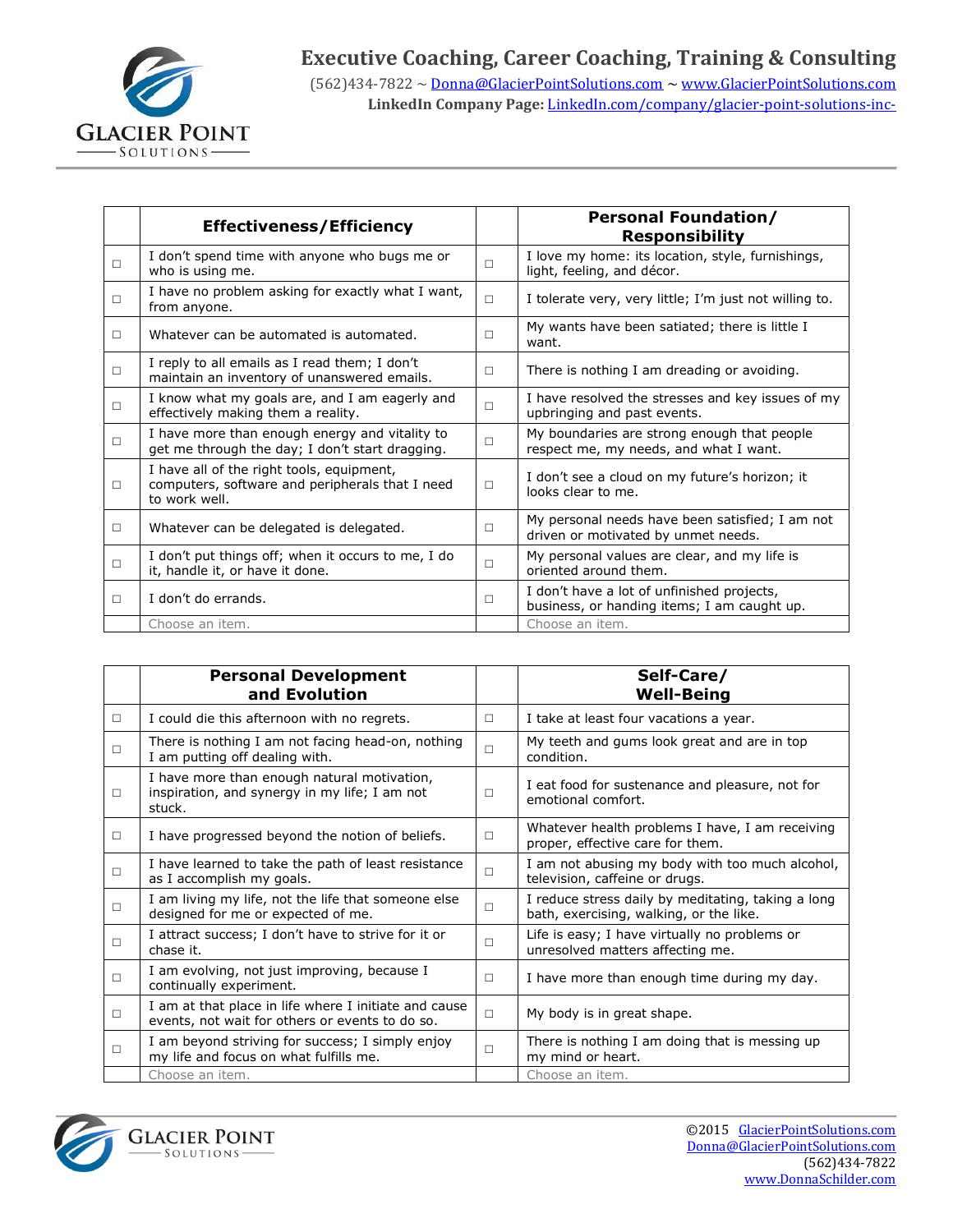| ☐ | Effectiveness/Efficiency | ☐ | Personal Foundation/ Responsibility |
|---|---|---|---|
| ☐ | I don't spend time with anyone who bugs me or who is using me. | ☐ | I love my home: its location, style, furnishings, light, feeling, and décor. |
| ☐ | I have no problem asking for exactly what I want, from anyone. | ☐ | I tolerate very, very little; I'm just not willing to. |
| ☐ | Whatever can be automated is automated. | ☐ | My wants have been satiated; there is little I want. |
| ☐ | I reply to all emails as I read them; I don't maintain an inventory of unanswered emails. | ☐ | There is nothing I am dreading or avoiding. |
| ☐ | I know what my goals are, and I am eagerly and effectively making them a reality. | ☐ | I have resolved the stresses and key issues of my upbringing and past events. |
| ☐ | I have more than enough energy and vitality to get me through the day; I don't start dragging. | ☐ | My boundaries are strong enough that people respect me, my needs, and what I want. |
| ☐ | I have all of the right tools, equipment, computers, software and peripherals that I need to work well. | ☐ | I don't see a cloud on my future's horizon; it looks clear to me. |
| ☐ | Whatever can be delegated is delegated. | ☐ | My personal needs have been satisfied; I am not driven or motivated by unmet needs. |
| ☐ | I don't put things off; when it occurs to me, I do it, handle it, or have it done. | ☐ | My personal values are clear, and my life is oriented around them. |
| ☐ | I don't do errands. | ☐ | I don't have a lot of unfinished projects, business, or handing items; I am caught up. |
| | Choose an item. | | Choose an item. |

| ☐ | Personal Development and Evolution | ☐ | Self-Care/ Well-Being |
|---|---|---|---|
| ☐ | I could die this afternoon with no regrets. | ☐ | I take at least four vacations a year. |
| ☐ | There is nothing I am not facing head-on, nothing I am putting off dealing with. | ☐ | My teeth and gums look great and are in top condition. |
| ☐ | I have more than enough natural motivation, inspiration, and synergy in my life; I am not stuck. | ☐ | I eat food for sustenance and pleasure, not for emotional comfort. |
| ☐ | I have progressed beyond the notion of beliefs. | ☐ | Whatever health problems I have, I am receiving proper, effective care for them. |
| ☐ | I have learned to take the path of least resistance as I accomplish my goals. | ☐ | I am not abusing my body with too much alcohol, television, caffeine or drugs. |
| ☐ | I am living my life, not the life that someone else designed for me or expected of me. | ☐ | I reduce stress daily by meditating, taking a long bath, exercising, walking, or the like. |
| ☐ | I attract success; I don't have to strive for it or chase it. | ☐ | Life is easy; I have virtually no problems or unresolved matters affecting me. |
| ☐ | I am evolving, not just improving, because I continually experiment. | ☐ | I have more than enough time during my day. |
| ☐ | I am at that place in life where I initiate and cause events, not wait for others or events to do so. | ☐ | My body is in great shape. |
| ☐ | I am beyond striving for success; I simply enjoy my life and focus on what fulfills me. | ☐ | There is nothing I am doing that is messing up my mind or heart. |
| | Choose an item. | | Choose an item. |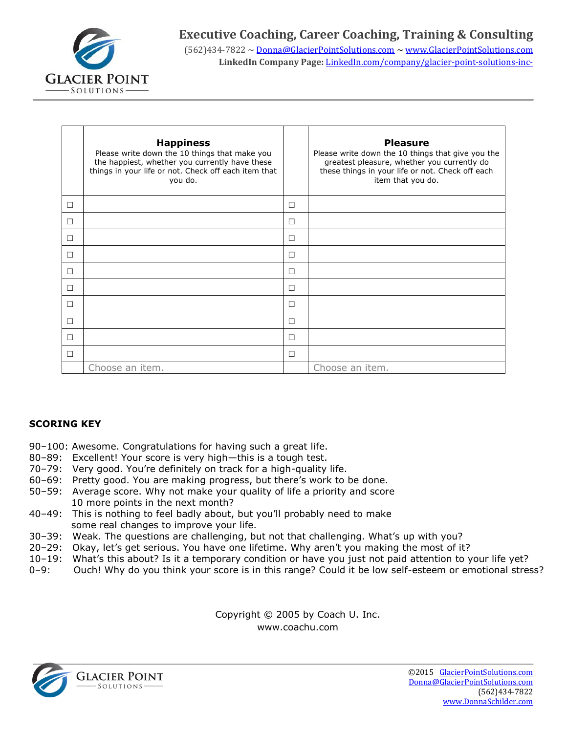| | Happiness<br>Please write down the 10 things that make you the happiest, whether you currently have these things in your life or not. Check off each item that you do. | | Pleasure<br>Please write down the 10 things that give you the greatest pleasure, whether you currently do these things in your life or not. Check off each item that you do. |
|---|---|---|---|
| ☐ | | ☐ | |
| ☐ | | ☐ | |
| ☐ | | ☐ | |
| ☐ | | ☐ | |
| ☐ | | ☐ | |
| ☐ | | ☐ | |
| ☐ | | ☐ | |
| ☐ | | ☐ | |
| ☐ | | ☐ | |
| ☐ | | ☐ | |
| | Choose an item. | | Choose an item. |

**SCORING KEY**

90–100: Awesome. Congratulations for having such a great life.
80–89: Excellent! Your score is very high—this is a tough test.
70–79: Very good. You're definitely on track for a high-quality life.
60–69: Pretty good. You are making progress, but there's work to be done.
50–59: Average score. Why not make your quality of life a priority and score 10 more points in the next month?
40–49: This is nothing to feel badly about, but you'll probably need to make some real changes to improve your life.
30–39: Weak. The questions are challenging, but not that challenging. What's up with you?
20–29: Okay, let's get serious. You have one lifetime. Why aren't you making the most of it?
10–19: What's this about? Is it a temporary condition or have you just not paid attention to your life yet?
0–9: Ouch! Why do you think your score is in this range? Could it be low self-esteem or emotional stress?

Copyright © 2005 by Coach U. Inc.
www.coachu.com